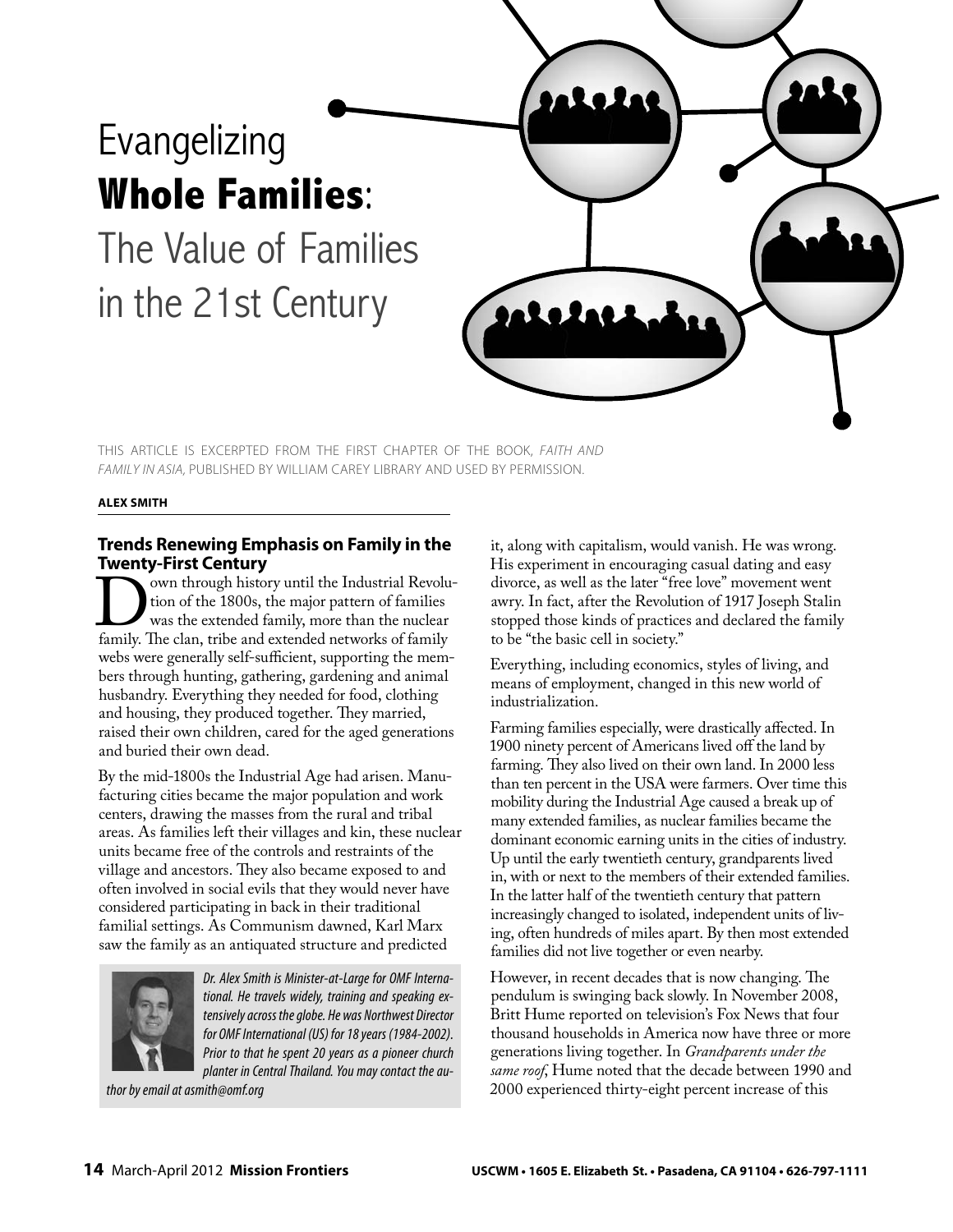# Evangelizing **Whole Families**: The Value of Families in the 21st Century

THIS ARTICLE IS EXCERPTED FROM THE FIRST CHAPTER OF THE BOOK, *FAITH AND FAMILY IN ASIA,* PUBLISHED BY WILLIAM CAREY LIBRARY AND USED BY PERMISSION.

**ALEX SMITH**

## Trends Renewing Emphasis on Family in the Twenty-First Century

Down through history until the Industrial Revolution of the 1800s, the major pattern of families was the extended family, more than the nuclear family. The clan, tribe and extended networks of family webs were generally self-sufficient, supporting the members through hunting, gathering, gardening and animal husbandry. Everything they needed for food, clothing and housing, they produced together. They married, raised their own children, cared for the aged generations and buried their own dead.

By the mid-1800s the Industrial Age had arisen. Manufacturing cities became the major population and work centers, drawing the masses from the rural and tribal areas. As families left their villages and kin, these nuclear units became free of the controls and restraints of the village and ancestors. They also became exposed to and often involved in social evils that they would never have considered participating in back in their traditional familial settings. As Communism dawned, Karl Marx saw the family as an antiquated structure and predicted it, along with capitalism, would vanish. He was wrong. His experiment in encouraging casual dating and easy divorce, as well as the later "free love" movement went awry. In fact, after the Revolution of 1917 Joseph Stalin stopped those kinds of practices and declared the family to be "the basic cell in society."

*Dr. Alex Smith is Minister-at-Large for OMF International. He travels widely, training and speaking extensively across the globe. He was Northwest Director for OMF International (US) for 18 years (1984-2002). Prior to that he spent 20 years as a pioneer church planter in Central Thailand. You may contact the author by email at asmith@omf.org*

Everything, including economics, styles of living, and means of employment, changed in this new world of industrialization.

Farming families especially, were drastically affected. In 1900 ninety percent of Americans lived off the land by farming. They also lived on their own land. In 2000 less than ten percent in the USA were farmers. Over time this mobility during the Industrial Age caused a break up of many extended families, as nuclear families became the dominant economic earning units in the cities of industry. Up until the early twentieth century, grandparents lived in, with or next to the members of their extended families. In the latter half of the twentieth century that pattern increasingly changed to isolated, independent units of living, often hundreds of miles apart. By then most extended families did not live together or even nearby.

However, in recent decades that is now changing. The pendulum is swinging back slowly. In November 2008, Britt Hume reported on television's Fox News that four thousand households in America now have three or more generations living together. In *Grandparents under the same roof*, Hume noted that the decade between 1990 and 2000 experienced thirty-eight percent increase of this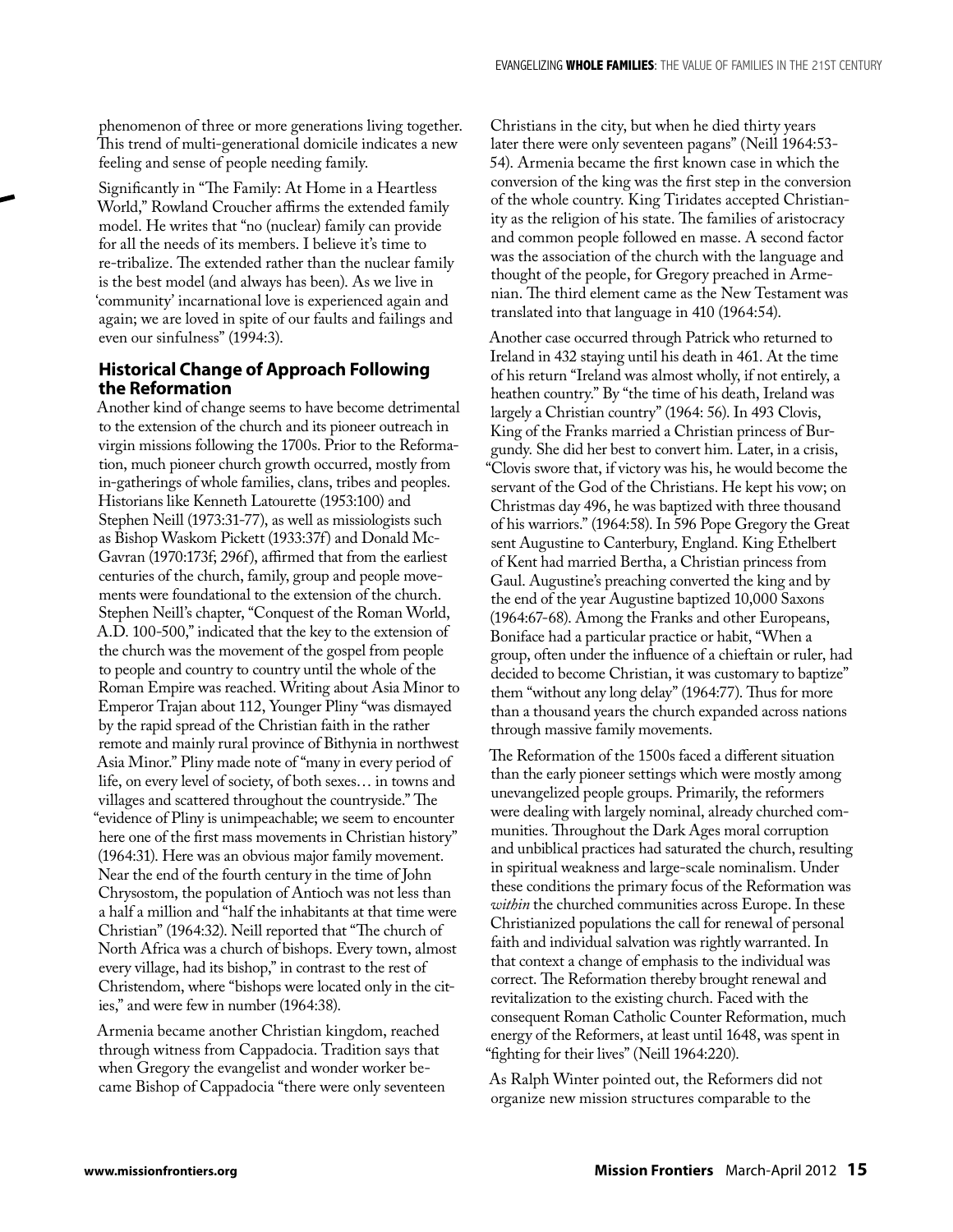phenomenon of three or more generations living together. This trend of multi-generational domicile indicates a new feeling and sense of people needing family.

Significantly in "The Family: At Home in a Heartless World," Rowland Croucher affirms the extended family model. He writes that "no (nuclear) family can provide for all the needs of its members. I believe it's time to re-tribalize. The extended rather than the nuclear family is the best model (and always has been). As we live in 'community' incarnational love is experienced again and again; we are loved in spite of our faults and failings and even our sinfulness" (1994:3).

### Historical Change of Approach Following the Reformation

Another kind of change seems to have become detrimental to the extension of the church and its pioneer outreach in virgin missions following the 1700s. Prior to the Reformation, much pioneer church growth occurred, mostly from in-gatherings of whole families, clans, tribes and peoples. Historians like Kenneth Latourette (1953:100) and Stephen Neill (1973:31-77), as well as missiologists such as Bishop Waskom Pickett (1933:37f) and Donald McGavran (1970:173f; 296f), affirmed that from the earliest centuries of the church, family, group and people movements were foundational to the extension of the church. Stephen Neill's chapter, "Conquest of the Roman World, A.D. 100-500," indicated that the key to the extension of the church was the movement of the gospel from people to people and country to country until the whole of the Roman Empire was reached. Writing about Asia Minor to Emperor Trajan about 112, Younger Pliny "was dismayed by the rapid spread of the Christian faith in the rather remote and mainly rural province of Bithynia in northwest Asia Minor." Pliny made note of "many in every period of life, on every level of society, of both sexes… in towns and villages and scattered throughout the countryside." The "evidence of Pliny is unimpeachable; we seem to encounter here one of the first mass movements in Christian history" (1964:31). Here was an obvious major family movement. Near the end of the fourth century in the time of John Chrysostom, the population of Antioch was not less than a half a million and "half the inhabitants at that time were Christian" (1964:32). Neill reported that "The church of North Africa was a church of bishops. Every town, almost every village, had its bishop," in contrast to the rest of Christendom, where "bishops were located only in the cities," and were few in number (1964:38).

Armenia became another Christian kingdom, reached through witness from Cappadocia. Tradition says that when Gregory the evangelist and wonder worker became Bishop of Cappadocia "there were only seventeen Christians in the city, but when he died thirty years later there were only seventeen pagans" (Neill 1964:53-54). Armenia became the first known case in which the conversion of the king was the first step in the conversion of the whole country. King Tiridates accepted Christianity as the religion of his state. The families of aristocracy and common people followed en masse. A second factor was the association of the church with the language and thought of the people, for Gregory preached in Armenian. The third element came as the New Testament was translated into that language in 410 (1964:54).

Another case occurred through Patrick who returned to Ireland in 432 staying until his death in 461. At the time of his return "Ireland was almost wholly, if not entirely, a heathen country." By "the time of his death, Ireland was largely a Christian country" (1964: 56). In 493 Clovis, King of the Franks married a Christian princess of Burgundy. She did her best to convert him. Later, in a crisis, "Clovis swore that, if victory was his, he would become the servant of the God of the Christians. He kept his vow; on Christmas day 496, he was baptized with three thousand of his warriors." (1964:58). In 596 Pope Gregory the Great sent Augustine to Canterbury, England. King Ethelbert of Kent had married Bertha, a Christian princess from Gaul. Augustine's preaching converted the king and by the end of the year Augustine baptized 10,000 Saxons (1964:67-68). Among the Franks and other Europeans, Boniface had a particular practice or habit, "When a group, often under the influence of a chieftain or ruler, had decided to become Christian, it was customary to baptize" them "without any long delay" (1964:77). Thus for more than a thousand years the church expanded across nations through massive family movements.

The Reformation of the 1500s faced a different situation than the early pioneer settings which were mostly among unevangelized people groups. Primarily, the reformers were dealing with largely nominal, already churched communities. Throughout the Dark Ages moral corruption and unbiblical practices had saturated the church, resulting in spiritual weakness and large-scale nominalism. Under these conditions the primary focus of the Reformation was *within* the churched communities across Europe. In these Christianized populations the call for renewal of personal faith and individual salvation was rightly warranted. In that context a change of emphasis to the individual was correct. The Reformation thereby brought renewal and revitalization to the existing church. Faced with the consequent Roman Catholic Counter Reformation, much energy of the Reformers, at least until 1648, was spent in "fighting for their lives" (Neill 1964:220).

As Ralph Winter pointed out, the Reformers did not organize new mission structures comparable to the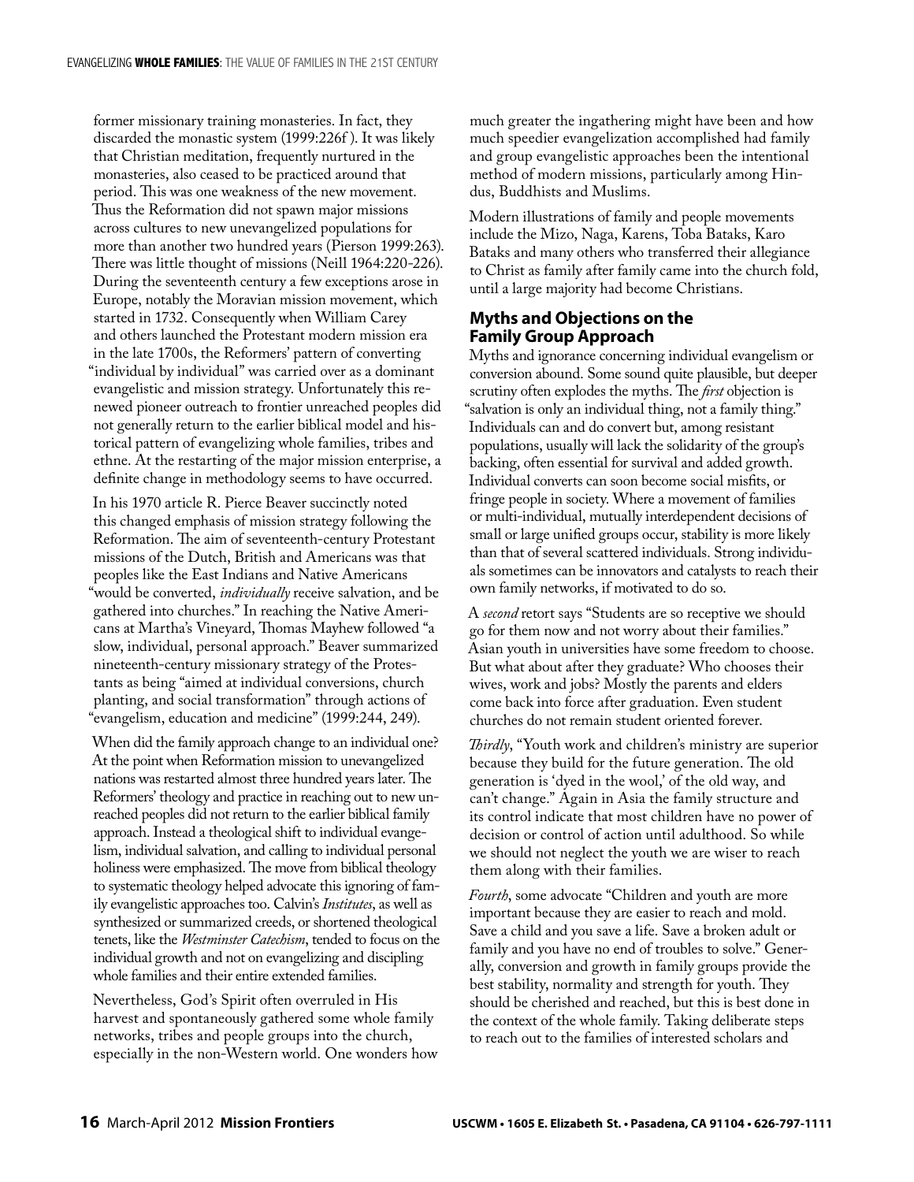former missionary training monasteries. In fact, they discarded the monastic system (1999:226f ). It was likely that Christian meditation, frequently nurtured in the monasteries, also ceased to be practiced around that period. This was one weakness of the new movement. Thus the Reformation did not spawn major missions across cultures to new unevangelized populations for more than another two hundred years (Pierson 1999:263). There was little thought of missions (Neill 1964:220-226). During the seventeenth century a few exceptions arose in Europe, notably the Moravian mission movement, which started in 1732. Consequently when William Carey and others launched the Protestant modern mission era in the late 1700s, the Reformers' pattern of converting "individual by individual" was carried over as a dominant evangelistic and mission strategy. Unfortunately this renewed pioneer outreach to frontier unreached peoples did not generally return to the earlier biblical model and historical pattern of evangelizing whole families, tribes and ethne. At the restarting of the major mission enterprise, a definite change in methodology seems to have occurred.

In his 1970 article R. Pierce Beaver succinctly noted this changed emphasis of mission strategy following the Reformation. The aim of seventeenth-century Protestant missions of the Dutch, British and Americans was that peoples like the East Indians and Native Americans "would be converted, *individually* receive salvation, and be gathered into churches." In reaching the Native Americans at Martha's Vineyard, Thomas Mayhew followed "a slow, individual, personal approach." Beaver summarized nineteenth-century missionary strategy of the Protestants as being "aimed at individual conversions, church planting, and social transformation" through actions of "evangelism, education and medicine" (1999:244, 249).

When did the family approach change to an individual one? At the point when Reformation mission to unevangelized nations was restarted almost three hundred years later. The Reformers' theology and practice in reaching out to new unreached peoples did not return to the earlier biblical family approach. Instead a theological shift to individual evangelism, individual salvation, and calling to individual personal holiness were emphasized. The move from biblical theology to systematic theology helped advocate this ignoring of family evangelistic approaches too. Calvin's *Institutes*, as well as synthesized or summarized creeds, or shortened theological tenets, like the *Westminster Catechism*, tended to focus on the individual growth and not on evangelizing and discipling whole families and their entire extended families.

Nevertheless, God's Spirit often overruled in His harvest and spontaneously gathered some whole family networks, tribes and people groups into the church, especially in the non-Western world. One wonders how much greater the ingathering might have been and how much speedier evangelization accomplished had family and group evangelistic approaches been the intentional method of modern missions, particularly among Hindus, Buddhists and Muslims.

Modern illustrations of family and people movements include the Mizo, Naga, Karens, Toba Bataks, Karo Bataks and many others who transferred their allegiance to Christ as family after family came into the church fold, until a large majority had become Christians.

## Myths and Objections on the Family Group Approach

Myths and ignorance concerning individual evangelism or conversion abound. Some sound quite plausible, but deeper scrutiny often explodes the myths. The *first* objection is "salvation is only an individual thing, not a family thing." Individuals can and do convert but, among resistant populations, usually will lack the solidarity of the group's backing, often essential for survival and added growth. Individual converts can soon become social misfits, or fringe people in society. Where a movement of families or multi-individual, mutually interdependent decisions of small or large unified groups occur, stability is more likely than that of several scattered individuals. Strong individuals sometimes can be innovators and catalysts to reach their own family networks, if motivated to do so.

A *second* retort says "Students are so receptive we should go for them now and not worry about their families." Asian youth in universities have some freedom to choose. But what about after they graduate? Who chooses their wives, work and jobs? Mostly the parents and elders come back into force after graduation. Even student churches do not remain student oriented forever.

*Thirdly*, "Youth work and children's ministry are superior because they build for the future generation. The old generation is 'dyed in the wool,' of the old way, and can't change." Again in Asia the family structure and its control indicate that most children have no power of decision or control of action until adulthood. So while we should not neglect the youth we are wiser to reach them along with their families.

*Fourth*, some advocate "Children and youth are more important because they are easier to reach and mold. Save a child and you save a life. Save a broken adult or family and you have no end of troubles to solve." Generally, conversion and growth in family groups provide the best stability, normality and strength for youth. They should be cherished and reached, but this is best done in the context of the whole family. Taking deliberate steps to reach out to the families of interested scholars and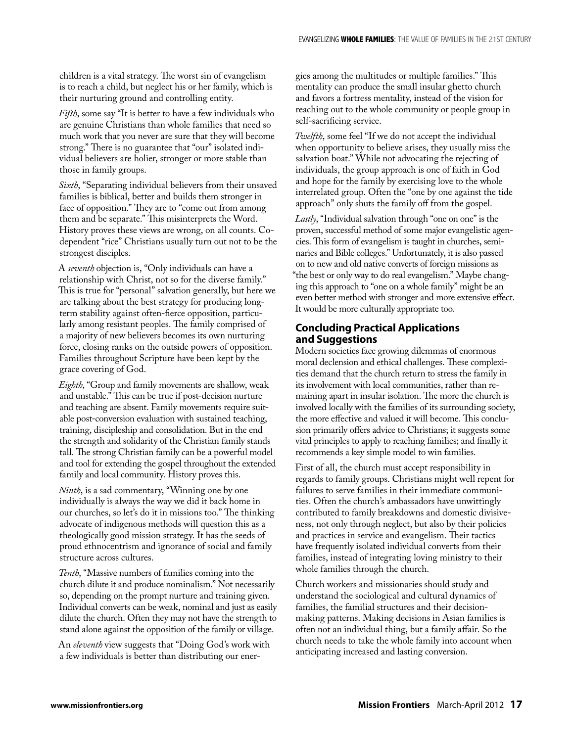children is a vital strategy. The worst sin of evangelism is to reach a child, but neglect his or her family, which is their nurturing ground and controlling entity.

*Fifth*, some say "It is better to have a few individuals who are genuine Christians than whole families that need so much work that you never are sure that they will become strong." There is no guarantee that "our" isolated individual believers are holier, stronger or more stable than those in family groups.

*Sixth*, "Separating individual believers from their unsaved families is biblical, better and builds them stronger in face of opposition." They are to "come out from among them and be separate." This misinterprets the Word. History proves these views are wrong, on all counts. Co-dependent "rice" Christians usually turn out not to be the strongest disciples.

A *seventh* objection is, "Only individuals can have a relationship with Christ, not so for the diverse family." This is true for "personal" salvation generally, but here we are talking about the best strategy for producing long-term stability against often-fierce opposition, particularly among resistant peoples. The family comprised of a majority of new believers becomes its own nurturing force, closing ranks on the outside powers of opposition. Families throughout Scripture have been kept by the grace covering of God.

*Eighth*, "Group and family movements are shallow, weak and unstable." This can be true if post-decision nurture and teaching are absent. Family movements require suitable post-conversion evaluation with sustained teaching, training, discipleship and consolidation. But in the end the strength and solidarity of the Christian family stands tall. The strong Christian family can be a powerful model and tool for extending the gospel throughout the extended family and local community. History proves this.

*Ninth*, is a sad commentary, "Winning one by one individually is always the way we did it back home in our churches, so let's do it in missions too." The thinking advocate of indigenous methods will question this as a theologically good mission strategy. It has the seeds of proud ethnocentrism and ignorance of social and family structure across cultures.

*Tenth*, "Massive numbers of families coming into the church dilute it and produce nominalism." Not necessarily so, depending on the prompt nurture and training given. Individual converts can be weak, nominal and just as easily dilute the church. Often they may not have the strength to stand alone against the opposition of the family or village.

An *eleventh* view suggests that "Doing God's work with a few individuals is better than distributing our energies among the multitudes or multiple families." This mentality can produce the small insular ghetto church and favors a fortress mentality, instead of the vision for reaching out to the whole community or people group in self-sacrificing service.

*Twelfth*, some feel "If we do not accept the individual when opportunity to believe arises, they usually miss the salvation boat." While not advocating the rejecting of individuals, the group approach is one of faith in God and hope for the family by exercising love to the whole interrelated group. Often the "one by one against the tide approach" only shuts the family off from the gospel.

*Lastly*, "Individual salvation through "one on one" is the proven, successful method of some major evangelistic agencies. This form of evangelism is taught in churches, seminaries and Bible colleges." Unfortunately, it is also passed on to new and old native converts of foreign missions as "the best or only way to do real evangelism." Maybe changing this approach to "one on a whole family" might be an even better method with stronger and more extensive effect. It would be more culturally appropriate too.

## Concluding Practical Applications and Suggestions

Modern societies face growing dilemmas of enormous moral declension and ethical challenges. These complexities demand that the church return to stress the family in its involvement with local communities, rather than remaining apart in insular isolation. The more the church is involved locally with the families of its surrounding society, the more effective and valued it will become. This conclusion primarily offers advice to Christians; it suggests some vital principles to apply to reaching families; and finally it recommends a key simple model to win families.

First of all, the church must accept responsibility in regards to family groups. Christians might well repent for failures to serve families in their immediate communities. Often the church's ambassadors have unwittingly contributed to family breakdowns and domestic divisiveness, not only through neglect, but also by their policies and practices in service and evangelism. Their tactics have frequently isolated individual converts from their families, instead of integrating loving ministry to their whole families through the church.

Church workers and missionaries should study and understand the sociological and cultural dynamics of families, the familial structures and their decision-making patterns. Making decisions in Asian families is often not an individual thing, but a family affair. So the church needs to take the whole family into account when anticipating increased and lasting conversion.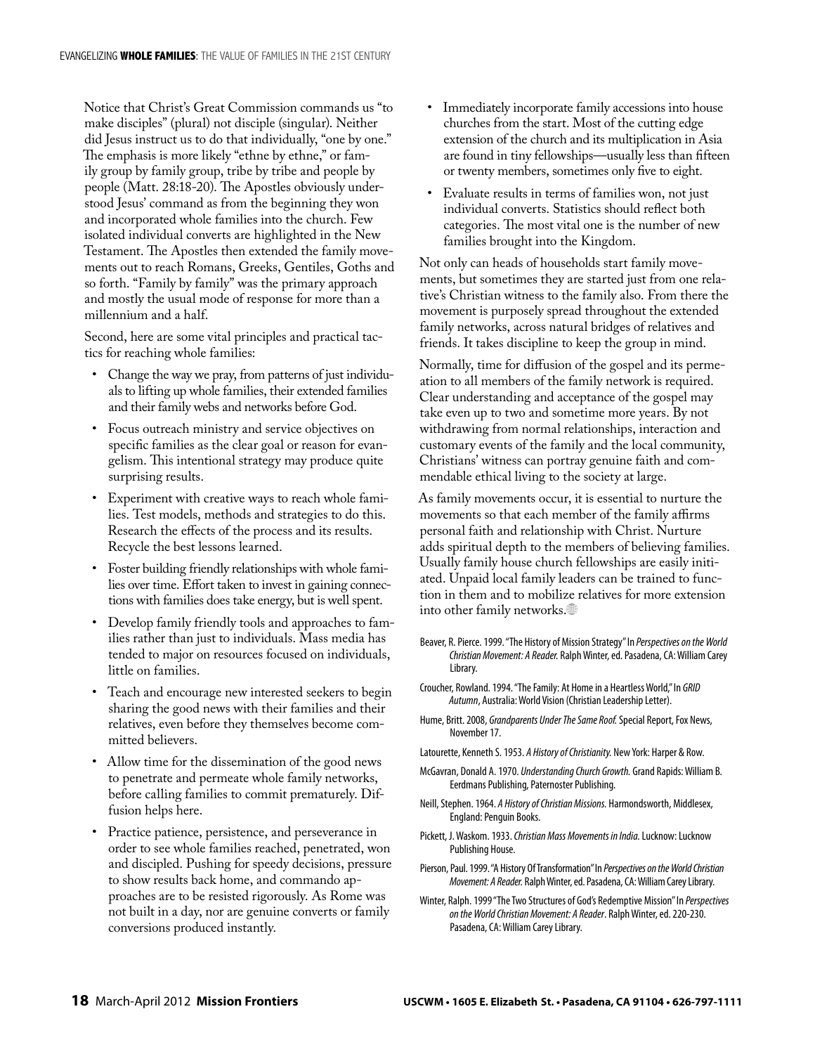Notice that Christ's Great Commission commands us "to make disciples" (plural) not disciple (singular). Neither did Jesus instruct us to do that individually, "one by one." The emphasis is more likely "ethne by ethne," or family group by family group, tribe by tribe and people by people (Matt. 28:18-20). The Apostles obviously understood Jesus' command as from the beginning they won and incorporated whole families into the church. Few isolated individual converts are highlighted in the New Testament. The Apostles then extended the family movements out to reach Romans, Greeks, Gentiles, Goths and so forth. "Family by family" was the primary approach and mostly the usual mode of response for more than a millennium and a half.

Second, here are some vital principles and practical tactics for reaching whole families:

- Change the way we pray, from patterns of just individuals to lifting up whole families, their extended families and their family webs and networks before God.
- Focus outreach ministry and service objectives on specific families as the clear goal or reason for evangelism. This intentional strategy may produce quite surprising results.
- Experiment with creative ways to reach whole families. Test models, methods and strategies to do this. Research the effects of the process and its results. Recycle the best lessons learned.
- Foster building friendly relationships with whole families over time. Effort taken to invest in gaining connections with families does take energy, but is well spent.
- Develop family friendly tools and approaches to families rather than just to individuals. Mass media has tended to major on resources focused on individuals, little on families.
- Teach and encourage new interested seekers to begin sharing the good news with their families and their relatives, even before they themselves become committed believers.
- Allow time for the dissemination of the good news to penetrate and permeate whole family networks, before calling families to commit prematurely. Diffusion helps here.
- Practice patience, persistence, and perseverance in order to see whole families reached, penetrated, won and discipled. Pushing for speedy decisions, pressure to show results back home, and commando approaches are to be resisted rigorously. As Rome was not built in a day, nor are genuine converts or family conversions produced instantly.
- Immediately incorporate family accessions into house churches from the start. Most of the cutting edge extension of the church and its multiplication in Asia are found in tiny fellowships—usually less than fifteen or twenty members, sometimes only five to eight.
- Evaluate results in terms of families won, not just individual converts. Statistics should reflect both categories. The most vital one is the number of new families brought into the Kingdom.

Not only can heads of households start family movements, but sometimes they are started just from one relative's Christian witness to the family also. From there the movement is purposely spread throughout the extended family networks, across natural bridges of relatives and friends. It takes discipline to keep the group in mind.

Normally, time for diffusion of the gospel and its permeation to all members of the family network is required. Clear understanding and acceptance of the gospel may take even up to two and sometime more years. By not withdrawing from normal relationships, interaction and customary events of the family and the local community, Christians' witness can portray genuine faith and commendable ethical living to the society at large.

As family movements occur, it is essential to nurture the movements so that each member of the family affirms personal faith and relationship with Christ. Nurture adds spiritual depth to the members of believing families. Usually family house church fellowships are easily initiated. Unpaid local family leaders can be trained to function in them and to mobilize relatives for more extension into other family networks.

Beaver, R. Pierce. 1999. "The History of Mission Strategy" In *Perspectives on the World Christian Movement: A Reader.* Ralph Winter, ed. Pasadena, CA: William Carey Library.

Croucher, Rowland. 1994. "The Family: At Home in a Heartless World," In *GRID Autumn*, Australia: World Vision (Christian Leadership Letter).

Hume, Britt. 2008, *Grandparents Under The Same Roof.* Special Report, Fox News, November 17.

Latourette, Kenneth S. 1953. *A History of Christianity.* New York: Harper & Row.

McGavran, Donald A. 1970. *Understanding Church Growth.* Grand Rapids: William B. Eerdmans Publishing, Paternoster Publishing.

Neill, Stephen. 1964. *A History of Christian Missions.* Harmondsworth, Middlesex, England: Penguin Books.

Pickett, J. Waskom. 1933. *Christian Mass Movements in India.* Lucknow: Lucknow Publishing House.

Pierson, Paul. 1999. "A History Of Transformation" In *Perspectives on the World Christian Movement: A Reader.* Ralph Winter, ed. Pasadena, CA: William Carey Library.

Winter, Ralph. 1999 "The Two Structures of God's Redemptive Mission" In *Perspectives on the World Christian Movement: A Reader*. Ralph Winter, ed. 220-230. Pasadena, CA: William Carey Library.